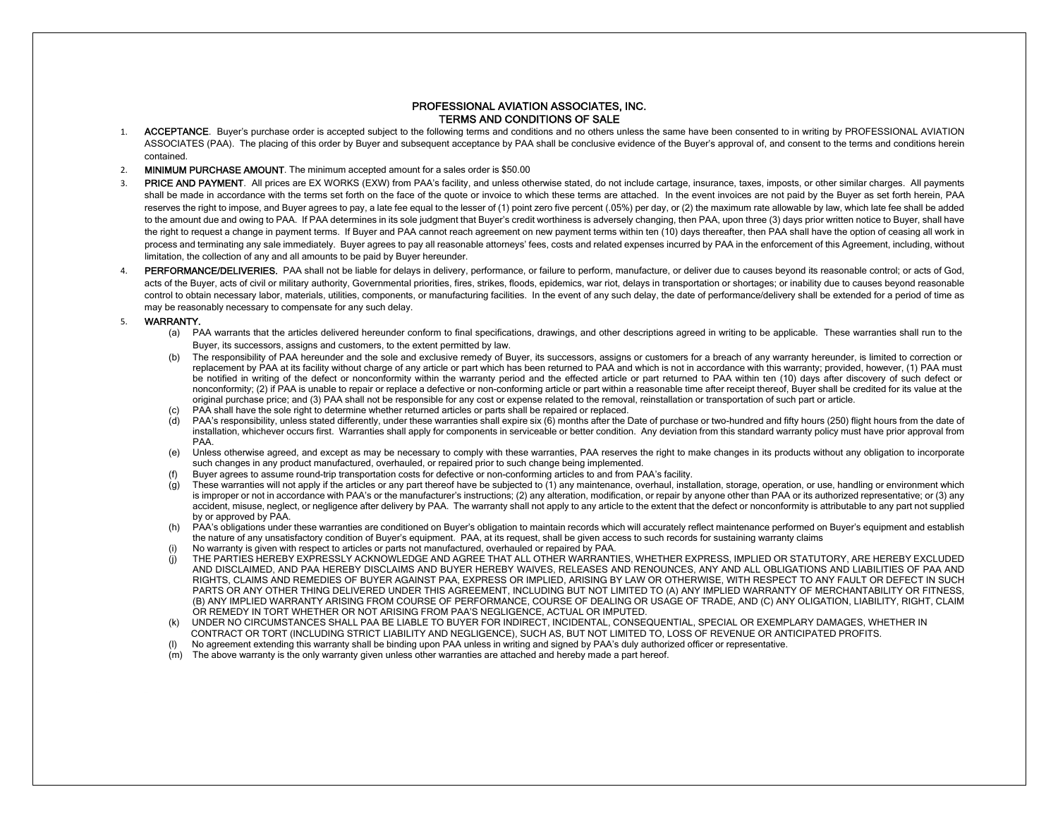# PROFESSIONAL AVIATION ASSOCIATES, INC.
## TERMS AND CONDITIONS OF SALE

1. **ACCEPTANCE**. Buyer's purchase order is accepted subject to the following terms and conditions and no others unless the same have been consented to in writing by PROFESSIONAL AVIATION ASSOCIATES (PAA). The placing of this order by Buyer and subsequent acceptance by PAA shall be conclusive evidence of the Buyer's approval of, and consent to the terms and conditions herein contained.

2. **MINIMUM PURCHASE AMOUNT**. The minimum accepted amount for a sales order is $50.00

3. **PRICE AND PAYMENT**. All prices are EX WORKS (EXW) from PAA's facility, and unless otherwise stated, do not include cartage, insurance, taxes, imposts, or other similar charges. All payments shall be made in accordance with the terms set forth on the face of the quote or invoice to which these terms are attached. In the event invoices are not paid by the Buyer as set forth herein, PAA reserves the right to impose, and Buyer agrees to pay, a late fee equal to the lesser of (1) point zero five percent (.05%) per day, or (2) the maximum rate allowable by law, which late fee shall be added to the amount due and owing to PAA. If PAA determines in its sole judgment that Buyer's credit worthiness is adversely changing, then PAA, upon three (3) days prior written notice to Buyer, shall have the right to request a change in payment terms. If Buyer and PAA cannot reach agreement on new payment terms within ten (10) days thereafter, then PAA shall have the option of ceasing all work in process and terminating any sale immediately. Buyer agrees to pay all reasonable attorneys' fees, costs and related expenses incurred by PAA in the enforcement of this Agreement, including, without limitation, the collection of any and all amounts to be paid by Buyer hereunder.

4. **PERFORMANCE/DELIVERIES.** PAA shall not be liable for delays in delivery, performance, or failure to perform, manufacture, or deliver due to causes beyond its reasonable control; or acts of God, acts of the Buyer, acts of civil or military authority, Governmental priorities, fires, strikes, floods, epidemics, war riot, delays in transportation or shortages; or inability due to causes beyond reasonable control to obtain necessary labor, materials, utilities, components, or manufacturing facilities. In the event of any such delay, the date of performance/delivery shall be extended for a period of time as may be reasonably necessary to compensate for any such delay.

5. **WARRANTY.**
   - (a) PAA warrants that the articles delivered hereunder conform to final specifications, drawings, and other descriptions agreed in writing to be applicable. These warranties shall run to the Buyer, its successors, assigns and customers, to the extent permitted by law.
   - (b) The responsibility of PAA hereunder and the sole and exclusive remedy of Buyer, its successors, assigns or customers for a breach of any warranty hereunder, is limited to correction or replacement by PAA at its facility without charge of any article or part which has been returned to PAA and which is not in accordance with this warranty; provided, however, (1) PAA must be notified in writing of the defect or nonconformity within the warranty period and the effected article or part returned to PAA within ten (10) days after discovery of such defect or nonconformity; (2) if PAA is unable to repair or replace a defective or non-conforming article or part within a reasonable time after receipt thereof, Buyer shall be credited for its value at the original purchase price; and (3) PAA shall not be responsible for any cost or expense related to the removal, reinstallation or transportation of such part or article.
   - (c) PAA shall have the sole right to determine whether returned articles or parts shall be repaired or replaced.
   - (d) PAA's responsibility, unless stated differently, under these warranties shall expire six (6) months after the Date of purchase or two-hundred and fifty hours (250) flight hours from the date of installation, whichever occurs first. Warranties shall apply for components in serviceable or better condition. Any deviation from this standard warranty policy must have prior approval from PAA.
   - (e) Unless otherwise agreed, and except as may be necessary to comply with these warranties, PAA reserves the right to make changes in its products without any obligation to incorporate such changes in any product manufactured, overhauled, or repaired prior to such change being implemented.
   - (f) Buyer agrees to assume round-trip transportation costs for defective or non-conforming articles to and from PAA's facility.
   - (g) These warranties will not apply if the articles or any part thereof have be subjected to (1) any maintenance, overhaul, installation, storage, operation, or use, handling or environment which is improper or not in accordance with PAA's or the manufacturer's instructions; (2) any alteration, modification, or repair by anyone other than PAA or its authorized representative; or (3) any accident, misuse, neglect, or negligence after delivery by PAA. The warranty shall not apply to any article to the extent that the defect or nonconformity is attributable to any part not supplied by or approved by PAA.
   - (h) PAA's obligations under these warranties are conditioned on Buyer's obligation to maintain records which will accurately reflect maintenance performed on Buyer's equipment and establish the nature of any unsatisfactory condition of Buyer's equipment. PAA, at its request, shall be given access to such records for sustaining warranty claims
   - (i) No warranty is given with respect to articles or parts not manufactured, overhauled or repaired by PAA.
   - (j) THE PARTIES HEREBY EXPRESSLY ACKNOWLEDGE AND AGREE THAT ALL OTHER WARRANTIES, WHETHER EXPRESS, IMPLIED OR STATUTORY, ARE HEREBY EXCLUDED AND DISCLAIMED, AND PAA HEREBY DISCLAIMS AND BUYER HEREBY WAIVES, RELEASES AND RENOUNCES, ANY AND ALL OBLIGATIONS AND LIABILITIES OF PAA AND RIGHTS, CLAIMS AND REMEDIES OF BUYER AGAINST PAA, EXPRESS OR IMPLIED, ARISING BY LAW OR OTHERWISE, WITH RESPECT TO ANY FAULT OR DEFECT IN SUCH PARTS OR ANY OTHER THING DELIVERED UNDER THIS AGREEMENT, INCLUDING BUT NOT LIMITED TO (A) ANY IMPLIED WARRANTY OF MERCHANTABILITY OR FITNESS, (B) ANY IMPLIED WARRANTY ARISING FROM COURSE OF PERFORMANCE, COURSE OF DEALING OR USAGE OF TRADE, AND (C) ANY OLIGATION, LIABILITY, RIGHT, CLAIM OR REMEDY IN TORT WHETHER OR NOT ARISING FROM PAA'S NEGLIGENCE, ACTUAL OR IMPUTED.
   - (k) UNDER NO CIRCUMSTANCES SHALL PAA BE LIABLE TO BUYER FOR INDIRECT, INCIDENTAL, CONSEQUENTIAL, SPECIAL OR EXEMPLARY DAMAGES, WHETHER IN CONTRACT OR TORT (INCLUDING STRICT LIABILITY AND NEGLIGENCE), SUCH AS, BUT NOT LIMITED TO, LOSS OF REVENUE OR ANTICIPATED PROFITS.
   - (l) No agreement extending this warranty shall be binding upon PAA unless in writing and signed by PAA's duly authorized officer or representative.
   - (m) The above warranty is the only warranty given unless other warranties are attached and hereby made a part hereof.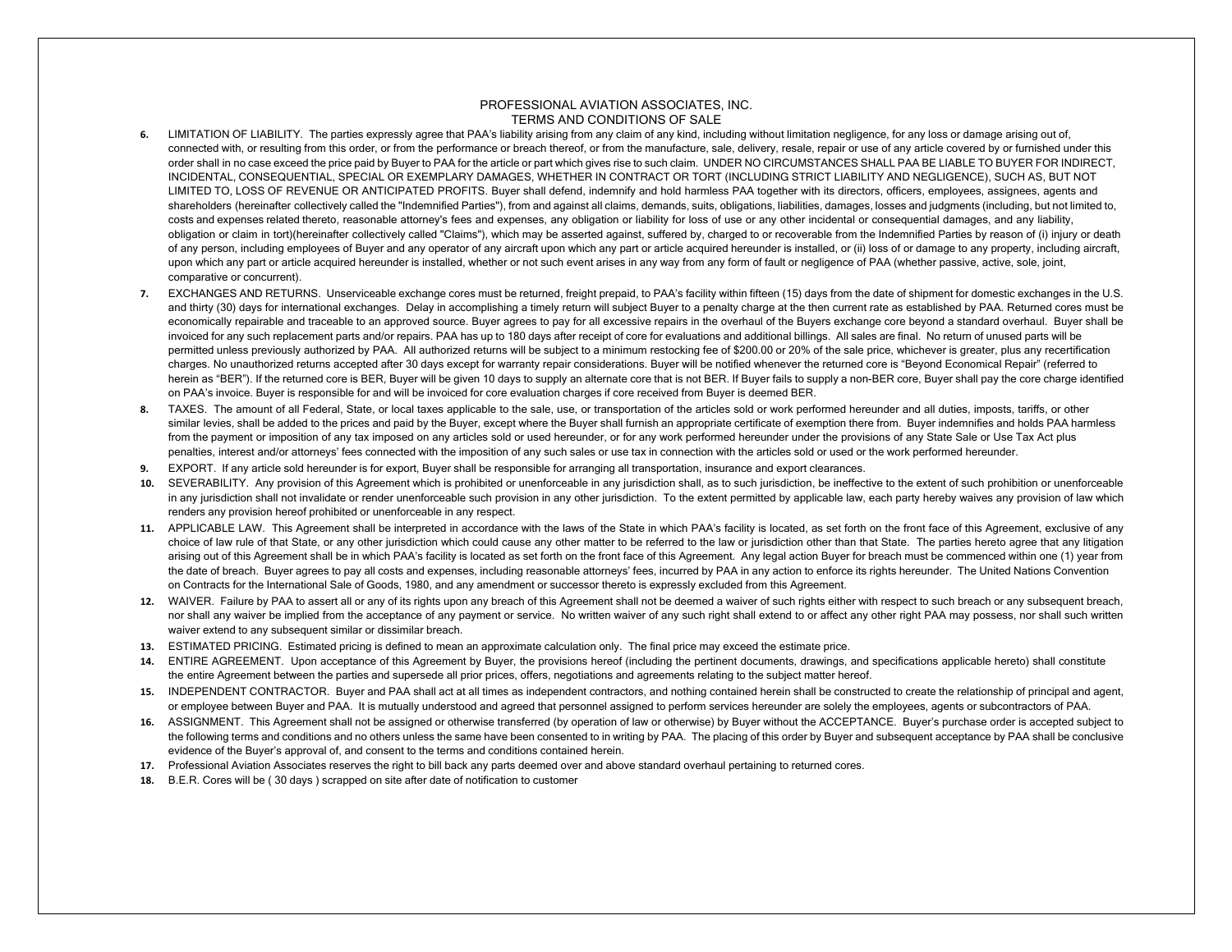# PROFESSIONAL AVIATION ASSOCIATES, INC.
## TERMS AND CONDITIONS OF SALE

6. LIMITATION OF LIABILITY. The parties expressly agree that PAA's liability arising from any claim of any kind, including without limitation negligence, for any loss or damage arising out of, connected with, or resulting from this order, or from the performance or breach thereof, or from the manufacture, sale, delivery, resale, repair or use of any article covered by or furnished under this order shall in no case exceed the price paid by Buyer to PAA for the article or part which gives rise to such claim. UNDER NO CIRCUMSTANCES SHALL PAA BE LIABLE TO BUYER FOR INDIRECT, INCIDENTAL, CONSEQUENTIAL, SPECIAL OR EXEMPLARY DAMAGES, WHETHER IN CONTRACT OR TORT (INCLUDING STRICT LIABILITY AND NEGLIGENCE), SUCH AS, BUT NOT LIMITED TO, LOSS OF REVENUE OR ANTICIPATED PROFITS. Buyer shall defend, indemnify and hold harmless PAA together with its directors, officers, employees, assignees, agents and shareholders (hereinafter collectively called the "Indemnified Parties"), from and against all claims, demands, suits, obligations, liabilities, damages, losses and judgments (including, but not limited to, costs and expenses related thereto, reasonable attorney's fees and expenses, any obligation or liability for loss of use or any other incidental or consequential damages, and any liability, obligation or claim in tort)(hereinafter collectively called "Claims"), which may be asserted against, suffered by, charged to or recoverable from the Indemnified Parties by reason of (i) injury or death of any person, including employees of Buyer and any operator of any aircraft upon which any part or article acquired hereunder is installed, or (ii) loss of or damage to any property, including aircraft, upon which any part or article acquired hereunder is installed, whether or not such event arises in any way from any form of fault or negligence of PAA (whether passive, active, sole, joint, comparative or concurrent).

7. EXCHANGES AND RETURNS. Unserviceable exchange cores must be returned, freight prepaid, to PAA's facility within fifteen (15) days from the date of shipment for domestic exchanges in the U.S. and thirty (30) days for international exchanges. Delay in accomplishing a timely return will subject Buyer to a penalty charge at the then current rate as established by PAA. Returned cores must be economically repairable and traceable to an approved source. Buyer agrees to pay for all excessive repairs in the overhaul of the Buyers exchange core beyond a standard overhaul. Buyer shall be invoiced for any such replacement parts and/or repairs. PAA has up to 180 days after receipt of core for evaluations and additional billings. All sales are final. No return of unused parts will be permitted unless previously authorized by PAA. All authorized returns will be subject to a minimum restocking fee of $200.00 or 20% of the sale price, whichever is greater, plus any recertification charges. No unauthorized returns accepted after 30 days except for warranty repair considerations. Buyer will be notified whenever the returned core is "Beyond Economical Repair" (referred to herein as "BER"). If the returned core is BER, Buyer will be given 10 days to supply an alternate core that is not BER. If Buyer fails to supply a non-BER core, Buyer shall pay the core charge identified on PAA's invoice. Buyer is responsible for and will be invoiced for core evaluation charges if core received from Buyer is deemed BER.

8. TAXES. The amount of all Federal, State, or local taxes applicable to the sale, use, or transportation of the articles sold or work performed hereunder and all duties, imposts, tariffs, or other similar levies, shall be added to the prices and paid by the Buyer, except where the Buyer shall furnish an appropriate certificate of exemption there from. Buyer indemnifies and holds PAA harmless from the payment or imposition of any tax imposed on any articles sold or used hereunder, or for any work performed hereunder under the provisions of any State Sale or Use Tax Act plus penalties, interest and/or attorneys' fees connected with the imposition of any such sales or use tax in connection with the articles sold or used or the work performed hereunder.

9. EXPORT. If any article sold hereunder is for export, Buyer shall be responsible for arranging all transportation, insurance and export clearances.

10. SEVERABILITY. Any provision of this Agreement which is prohibited or unenforceable in any jurisdiction shall, as to such jurisdiction, be ineffective to the extent of such prohibition or unenforceable in any jurisdiction shall not invalidate or render unenforceable such provision in any other jurisdiction. To the extent permitted by applicable law, each party hereby waives any provision of law which renders any provision hereof prohibited or unenforceable in any respect.

11. APPLICABLE LAW. This Agreement shall be interpreted in accordance with the laws of the State in which PAA's facility is located, as set forth on the front face of this Agreement, exclusive of any choice of law rule of that State, or any other jurisdiction which could cause any other matter to be referred to the law or jurisdiction other than that State. The parties hereto agree that any litigation arising out of this Agreement shall be in which PAA's facility is located as set forth on the front face of this Agreement. Any legal action Buyer for breach must be commenced within one (1) year from the date of breach. Buyer agrees to pay all costs and expenses, including reasonable attorneys' fees, incurred by PAA in any action to enforce its rights hereunder. The United Nations Convention on Contracts for the International Sale of Goods, 1980, and any amendment or successor thereto is expressly excluded from this Agreement.

12. WAIVER. Failure by PAA to assert all or any of its rights upon any breach of this Agreement shall not be deemed a waiver of such rights either with respect to such breach or any subsequent breach, nor shall any waiver be implied from the acceptance of any payment or service. No written waiver of any such right shall extend to or affect any other right PAA may possess, nor shall such written waiver extend to any subsequent similar or dissimilar breach.

13. ESTIMATED PRICING. Estimated pricing is defined to mean an approximate calculation only. The final price may exceed the estimate price.

14. ENTIRE AGREEMENT. Upon acceptance of this Agreement by Buyer, the provisions hereof (including the pertinent documents, drawings, and specifications applicable hereto) shall constitute the entire Agreement between the parties and supersede all prior prices, offers, negotiations and agreements relating to the subject matter hereof.

15. INDEPENDENT CONTRACTOR. Buyer and PAA shall act at all times as independent contractors, and nothing contained herein shall be constructed to create the relationship of principal and agent, or employee between Buyer and PAA. It is mutually understood and agreed that personnel assigned to perform services hereunder are solely the employees, agents or subcontractors of PAA.

16. ASSIGNMENT. This Agreement shall not be assigned or otherwise transferred (by operation of law or otherwise) by Buyer without the ACCEPTANCE. Buyer's purchase order is accepted subject to the following terms and conditions and no others unless the same have been consented to in writing by PAA. The placing of this order by Buyer and subsequent acceptance by PAA shall be conclusive evidence of the Buyer's approval of, and consent to the terms and conditions contained herein.

17. Professional Aviation Associates reserves the right to bill back any parts deemed over and above standard overhaul pertaining to returned cores.

18. B.E.R. Cores will be ( 30 days ) scrapped on site after date of notification to customer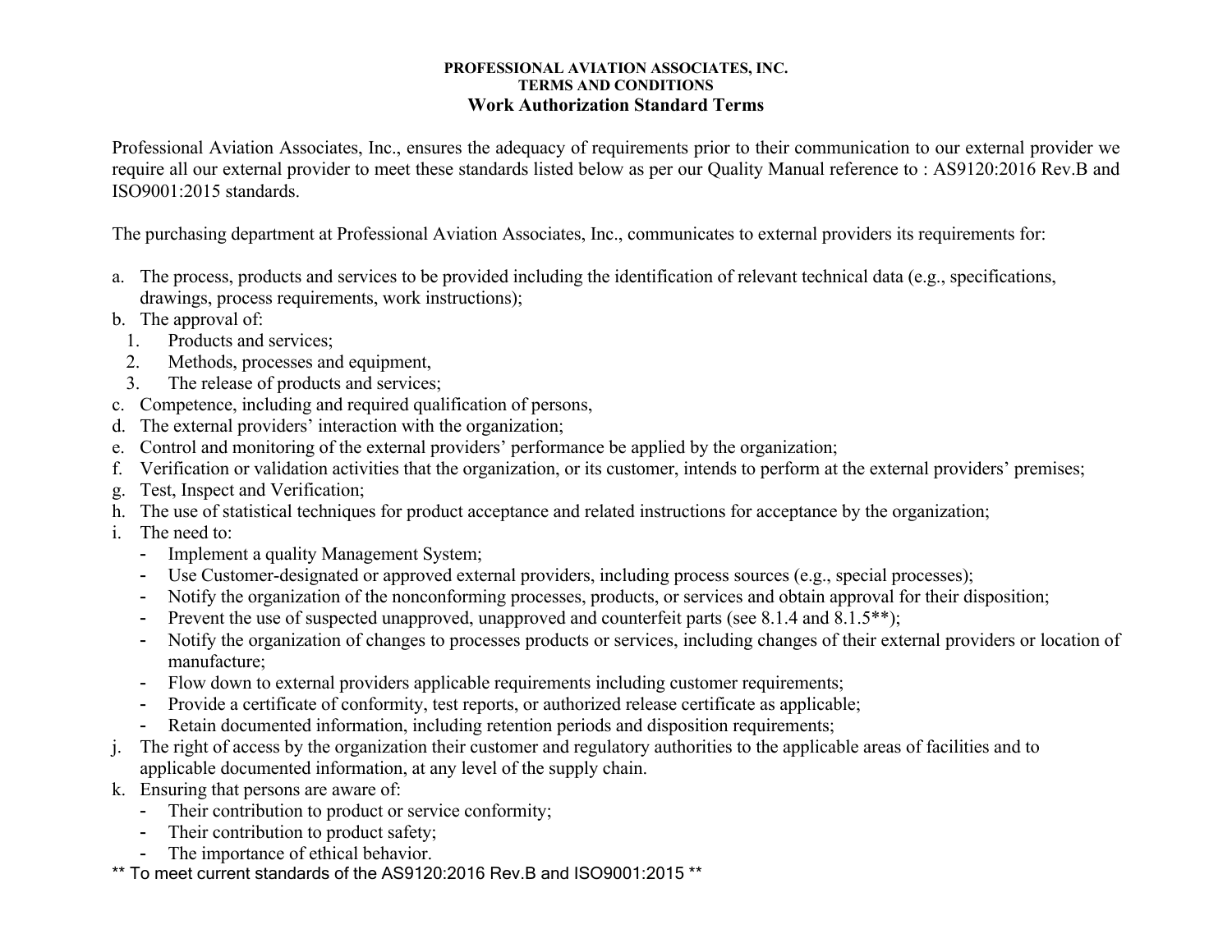**PROFESSIONAL AVIATION ASSOCIATES, INC.**
**TERMS AND CONDITIONS**
**Work Authorization Standard Terms**

Professional Aviation Associates, Inc., ensures the adequacy of requirements prior to their communication to our external provider we require all our external provider to meet these standards listed below as per our Quality Manual reference to : AS9120:2016 Rev.B and ISO9001:2015 standards.

The purchasing department at Professional Aviation Associates, Inc., communicates to external providers its requirements for:

a. The process, products and services to be provided including the identification of relevant technical data (e.g., specifications, drawings, process requirements, work instructions);
b. The approval of:
   1. Products and services;
   2. Methods, processes and equipment,
   3. The release of products and services;
c. Competence, including and required qualification of persons,
d. The external providers' interaction with the organization;
e. Control and monitoring of the external providers' performance be applied by the organization;
f. Verification or validation activities that the organization, or its customer, intends to perform at the external providers' premises;
g. Test, Inspect and Verification;
h. The use of statistical techniques for product acceptance and related instructions for acceptance by the organization;
i. The need to:
   - Implement a quality Management System;
   - Use Customer-designated or approved external providers, including process sources (e.g., special processes);
   - Notify the organization of the nonconforming processes, products, or services and obtain approval for their disposition;
   - Prevent the use of suspected unapproved, unapproved and counterfeit parts (see 8.1.4 and 8.1.5**);
   - Notify the organization of changes to processes products or services, including changes of their external providers or location of manufacture;
   - Flow down to external providers applicable requirements including customer requirements;
   - Provide a certificate of conformity, test reports, or authorized release certificate as applicable;
   - Retain documented information, including retention periods and disposition requirements;
j. The right of access by the organization their customer and regulatory authorities to the applicable areas of facilities and to applicable documented information, at any level of the supply chain.
k. Ensuring that persons are aware of:
   - Their contribution to product or service conformity;
   - Their contribution to product safety;
   - The importance of ethical behavior.

** To meet current standards of the AS9120:2016 Rev.B and ISO9001:2015 **